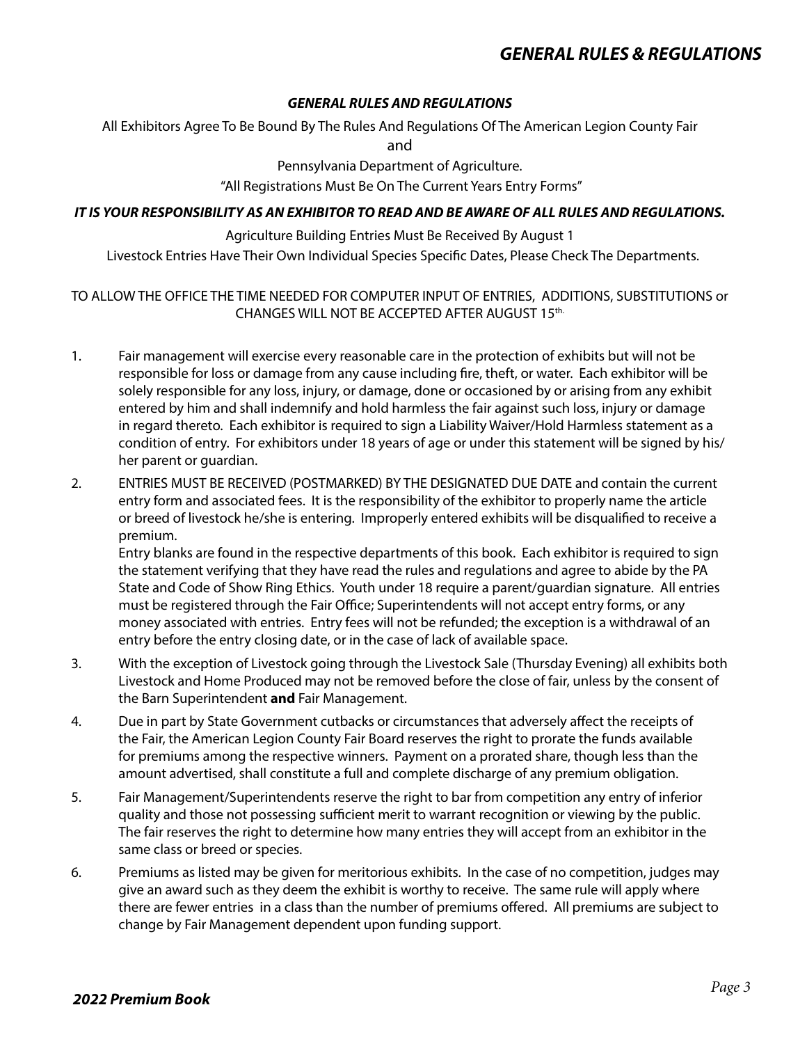## GENERAL RULES & REGULATIONS

### *GENERAL RULES AND REGULATIONS*

All Exhibitors Agree To Be Bound By The Rules And Regulations Of The American Legion County Fair

and

Pennsylvania Department of Agriculture.

"All Registrations Must Be On The Current Years Entry Forms"

***IT IS YOUR RESPONSIBILITY AS AN EXHIBITOR TO READ AND BE AWARE OF ALL RULES AND REGULATIONS.***

Agriculture Building Entries Must Be Received By August 1

Livestock Entries Have Their Own Individual Species Specific Dates, Please Check The Departments.

TO ALLOW THE OFFICE THE TIME NEEDED FOR COMPUTER INPUT OF ENTRIES, ADDITIONS, SUBSTITUTIONS or CHANGES WILL NOT BE ACCEPTED AFTER AUGUST 15th.

1. Fair management will exercise every reasonable care in the protection of exhibits but will not be responsible for loss or damage from any cause including fire, theft, or water. Each exhibitor will be solely responsible for any loss, injury, or damage, done or occasioned by or arising from any exhibit entered by him and shall indemnify and hold harmless the fair against such loss, injury or damage in regard thereto. Each exhibitor is required to sign a Liability Waiver/Hold Harmless statement as a condition of entry. For exhibitors under 18 years of age or under this statement will be signed by his/her parent or guardian.

2. ENTRIES MUST BE RECEIVED (POSTMARKED) BY THE DESIGNATED DUE DATE and contain the current entry form and associated fees. It is the responsibility of the exhibitor to properly name the article or breed of livestock he/she is entering. Improperly entered exhibits will be disqualified to receive a premium.
   Entry blanks are found in the respective departments of this book. Each exhibitor is required to sign the statement verifying that they have read the rules and regulations and agree to abide by the PA State and Code of Show Ring Ethics. Youth under 18 require a parent/guardian signature. All entries must be registered through the Fair Office; Superintendents will not accept entry forms, or any money associated with entries. Entry fees will not be refunded; the exception is a withdrawal of an entry before the entry closing date, or in the case of lack of available space.

3. With the exception of Livestock going through the Livestock Sale (Thursday Evening) all exhibits both Livestock and Home Produced may not be removed before the close of fair, unless by the consent of the Barn Superintendent **and** Fair Management.

4. Due in part by State Government cutbacks or circumstances that adversely affect the receipts of the Fair, the American Legion County Fair Board reserves the right to prorate the funds available for premiums among the respective winners. Payment on a prorated share, though less than the amount advertised, shall constitute a full and complete discharge of any premium obligation.

5. Fair Management/Superintendents reserve the right to bar from competition any entry of inferior quality and those not possessing sufficient merit to warrant recognition or viewing by the public. The fair reserves the right to determine how many entries they will accept from an exhibitor in the same class or breed or species.

6. Premiums as listed may be given for meritorious exhibits. In the case of no competition, judges may give an award such as they deem the exhibit is worthy to receive. The same rule will apply where there are fewer entries in a class than the number of premiums offered. All premiums are subject to change by Fair Management dependent upon funding support.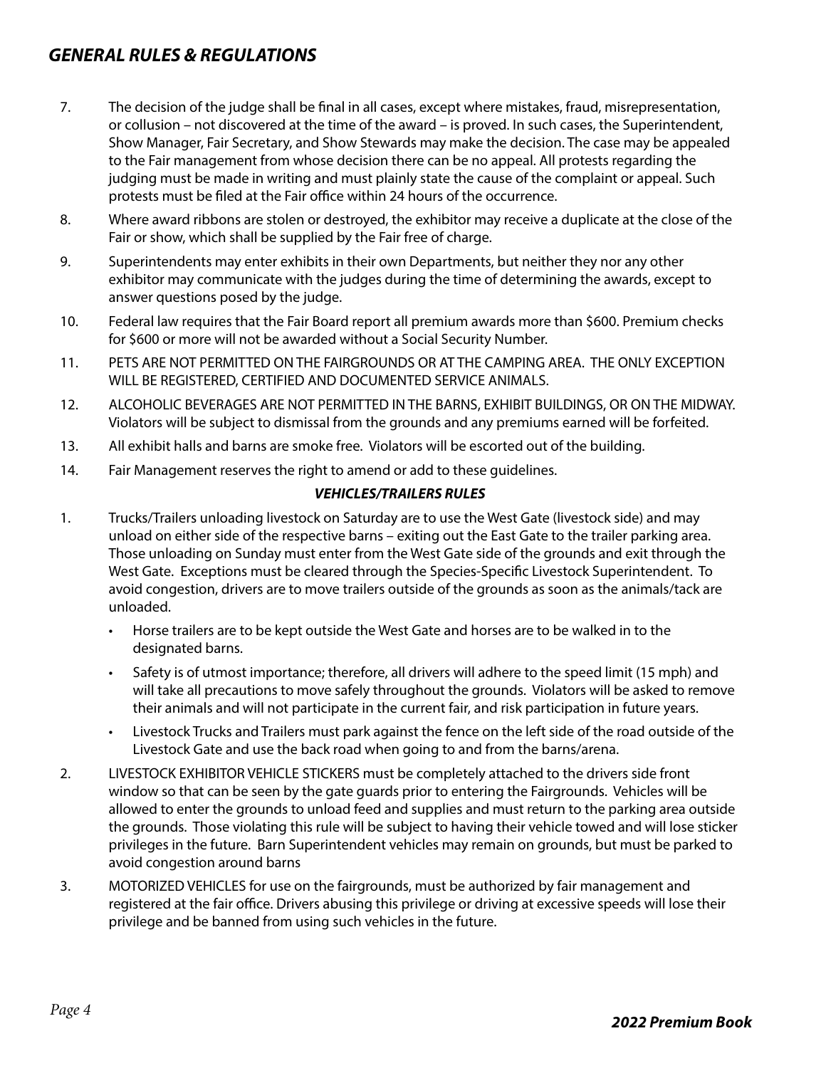## GENERAL RULES & REGULATIONS

7. The decision of the judge shall be final in all cases, except where mistakes, fraud, misrepresentation, or collusion – not discovered at the time of the award – is proved. In such cases, the Superintendent, Show Manager, Fair Secretary, and Show Stewards may make the decision. The case may be appealed to the Fair management from whose decision there can be no appeal. All protests regarding the judging must be made in writing and must plainly state the cause of the complaint or appeal. Such protests must be filed at the Fair office within 24 hours of the occurrence.
8. Where award ribbons are stolen or destroyed, the exhibitor may receive a duplicate at the close of the Fair or show, which shall be supplied by the Fair free of charge.
9. Superintendents may enter exhibits in their own Departments, but neither they nor any other exhibitor may communicate with the judges during the time of determining the awards, except to answer questions posed by the judge.
10. Federal law requires that the Fair Board report all premium awards more than $600. Premium checks for $600 or more will not be awarded without a Social Security Number.
11. PETS ARE NOT PERMITTED ON THE FAIRGROUNDS OR AT THE CAMPING AREA. THE ONLY EXCEPTION WILL BE REGISTERED, CERTIFIED AND DOCUMENTED SERVICE ANIMALS.
12. ALCOHOLIC BEVERAGES ARE NOT PERMITTED IN THE BARNS, EXHIBIT BUILDINGS, OR ON THE MIDWAY. Violators will be subject to dismissal from the grounds and any premiums earned will be forfeited.
13. All exhibit halls and barns are smoke free. Violators will be escorted out of the building.
14. Fair Management reserves the right to amend or add to these guidelines.

### *VEHICLES/TRAILERS RULES*

1. Trucks/Trailers unloading livestock on Saturday are to use the West Gate (livestock side) and may unload on either side of the respective barns – exiting out the East Gate to the trailer parking area. Those unloading on Sunday must enter from the West Gate side of the grounds and exit through the West Gate. Exceptions must be cleared through the Species-Specific Livestock Superintendent. To avoid congestion, drivers are to move trailers outside of the grounds as soon as the animals/tack are unloaded.
   - Horse trailers are to be kept outside the West Gate and horses are to be walked in to the designated barns.
   - Safety is of utmost importance; therefore, all drivers will adhere to the speed limit (15 mph) and will take all precautions to move safely throughout the grounds. Violators will be asked to remove their animals and will not participate in the current fair, and risk participation in future years.
   - Livestock Trucks and Trailers must park against the fence on the left side of the road outside of the Livestock Gate and use the back road when going to and from the barns/arena.
2. LIVESTOCK EXHIBITOR VEHICLE STICKERS must be completely attached to the drivers side front window so that can be seen by the gate guards prior to entering the Fairgrounds. Vehicles will be allowed to enter the grounds to unload feed and supplies and must return to the parking area outside the grounds. Those violating this rule will be subject to having their vehicle towed and will lose sticker privileges in the future. Barn Superintendent vehicles may remain on grounds, but must be parked to avoid congestion around barns
3. MOTORIZED VEHICLES for use on the fairgrounds, must be authorized by fair management and registered at the fair office. Drivers abusing this privilege or driving at excessive speeds will lose their privilege and be banned from using such vehicles in the future.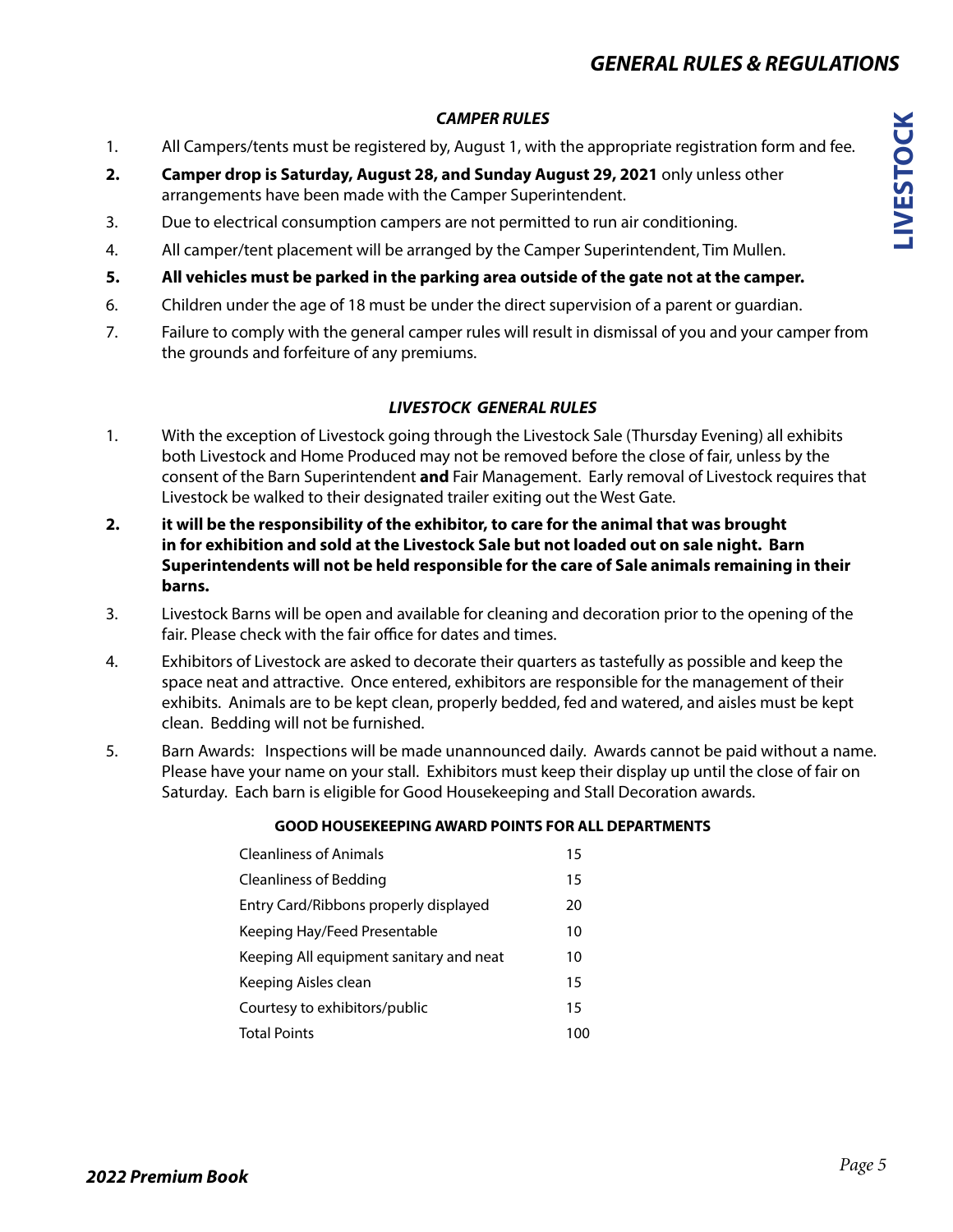## GENERAL RULES & REGULATIONS

### *CAMPER RULES*

1. All Campers/tents must be registered by, August 1, with the appropriate registration form and fee.
2. **Camper drop is Saturday, August 28, and Sunday August 29, 2021** only unless other arrangements have been made with the Camper Superintendent.
3. Due to electrical consumption campers are not permitted to run air conditioning.
4. All camper/tent placement will be arranged by the Camper Superintendent, Tim Mullen.
5. **All vehicles must be parked in the parking area outside of the gate not at the camper.**
6. Children under the age of 18 must be under the direct supervision of a parent or guardian.
7. Failure to comply with the general camper rules will result in dismissal of you and your camper from the grounds and forfeiture of any premiums.

### *LIVESTOCK GENERAL RULES*

1. With the exception of Livestock going through the Livestock Sale (Thursday Evening) all exhibits both Livestock and Home Produced may not be removed before the close of fair, unless by the consent of the Barn Superintendent **and** Fair Management. Early removal of Livestock requires that Livestock be walked to their designated trailer exiting out the West Gate.
2. **it will be the responsibility of the exhibitor, to care for the animal that was brought in for exhibition and sold at the Livestock Sale but not loaded out on sale night. Barn Superintendents will not be held responsible for the care of Sale animals remaining in their barns.**
3. Livestock Barns will be open and available for cleaning and decoration prior to the opening of the fair. Please check with the fair office for dates and times.
4. Exhibitors of Livestock are asked to decorate their quarters as tastefully as possible and keep the space neat and attractive. Once entered, exhibitors are responsible for the management of their exhibits. Animals are to be kept clean, properly bedded, fed and watered, and aisles must be kept clean. Bedding will not be furnished.
5. Barn Awards: Inspections will be made unannounced daily. Awards cannot be paid without a name. Please have your name on your stall. Exhibitors must keep their display up until the close of fair on Saturday. Each barn is eligible for Good Housekeeping and Stall Decoration awards.

**GOOD HOUSEKEEPING AWARD POINTS FOR ALL DEPARTMENTS**

| Criteria | Points |
|---|---|
| Cleanliness of Animals | 15 |
| Cleanliness of Bedding | 15 |
| Entry Card/Ribbons properly displayed | 20 |
| Keeping Hay/Feed Presentable | 10 |
| Keeping All equipment sanitary and neat | 10 |
| Keeping Aisles clean | 15 |
| Courtesy to exhibitors/public | 15 |
| Total Points | 100 |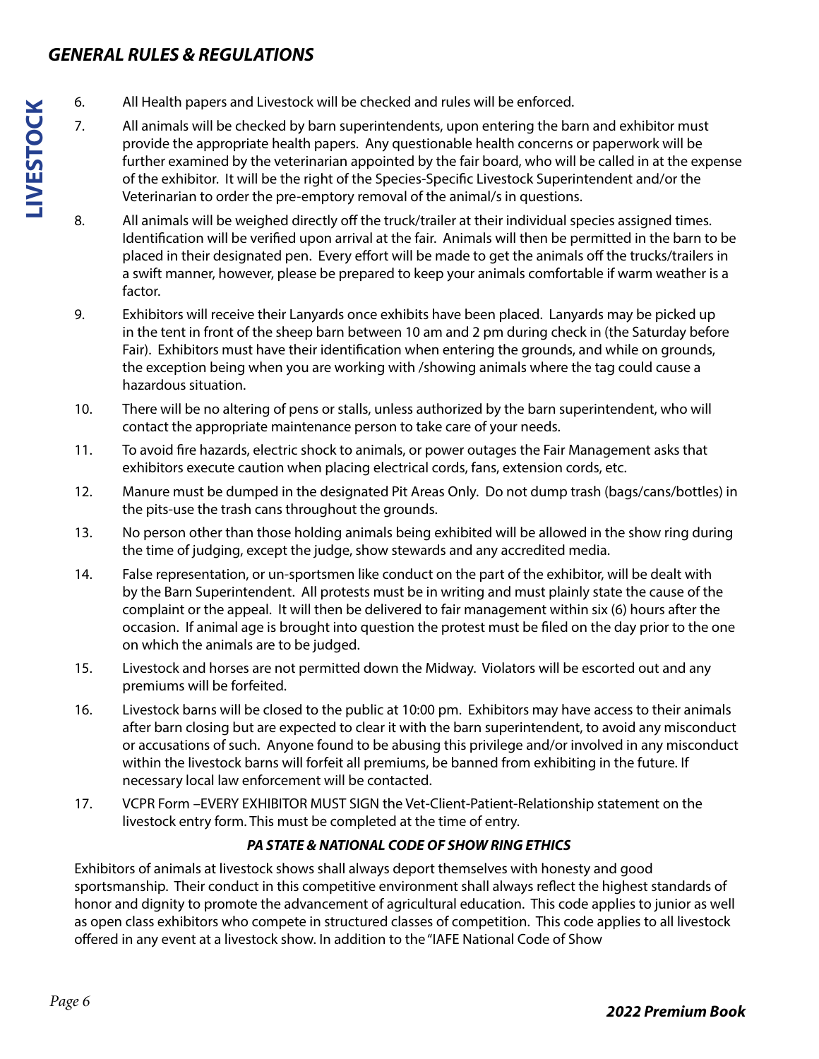## *GENERAL RULES & REGULATIONS*

6. All Health papers and Livestock will be checked and rules will be enforced.
7. All animals will be checked by barn superintendents, upon entering the barn and exhibitor must provide the appropriate health papers. Any questionable health concerns or paperwork will be further examined by the veterinarian appointed by the fair board, who will be called in at the expense of the exhibitor. It will be the right of the Species-Specific Livestock Superintendent and/or the Veterinarian to order the pre-emptory removal of the animal/s in questions.
8. All animals will be weighed directly off the truck/trailer at their individual species assigned times. Identification will be verified upon arrival at the fair. Animals will then be permitted in the barn to be placed in their designated pen. Every effort will be made to get the animals off the trucks/trailers in a swift manner, however, please be prepared to keep your animals comfortable if warm weather is a factor.
9. Exhibitors will receive their Lanyards once exhibits have been placed. Lanyards may be picked up in the tent in front of the sheep barn between 10 am and 2 pm during check in (the Saturday before Fair). Exhibitors must have their identification when entering the grounds, and while on grounds, the exception being when you are working with /showing animals where the tag could cause a hazardous situation.
10. There will be no altering of pens or stalls, unless authorized by the barn superintendent, who will contact the appropriate maintenance person to take care of your needs.
11. To avoid fire hazards, electric shock to animals, or power outages the Fair Management asks that exhibitors execute caution when placing electrical cords, fans, extension cords, etc.
12. Manure must be dumped in the designated Pit Areas Only. Do not dump trash (bags/cans/bottles) in the pits-use the trash cans throughout the grounds.
13. No person other than those holding animals being exhibited will be allowed in the show ring during the time of judging, except the judge, show stewards and any accredited media.
14. False representation, or un-sportsmen like conduct on the part of the exhibitor, will be dealt with by the Barn Superintendent. All protests must be in writing and must plainly state the cause of the complaint or the appeal. It will then be delivered to fair management within six (6) hours after the occasion. If animal age is brought into question the protest must be filed on the day prior to the one on which the animals are to be judged.
15. Livestock and horses are not permitted down the Midway. Violators will be escorted out and any premiums will be forfeited.
16. Livestock barns will be closed to the public at 10:00 pm. Exhibitors may have access to their animals after barn closing but are expected to clear it with the barn superintendent, to avoid any misconduct or accusations of such. Anyone found to be abusing this privilege and/or involved in any misconduct within the livestock barns will forfeit all premiums, be banned from exhibiting in the future. If necessary local law enforcement will be contacted.
17. VCPR Form –EVERY EXHIBITOR MUST SIGN the Vet-Client-Patient-Relationship statement on the livestock entry form. This must be completed at the time of entry.

### *PA STATE & NATIONAL CODE OF SHOW RING ETHICS*

Exhibitors of animals at livestock shows shall always deport themselves with honesty and good sportsmanship. Their conduct in this competitive environment shall always reflect the highest standards of honor and dignity to promote the advancement of agricultural education. This code applies to junior as well as open class exhibitors who compete in structured classes of competition. This code applies to all livestock offered in any event at a livestock show. In addition to the "IAFE National Code of Show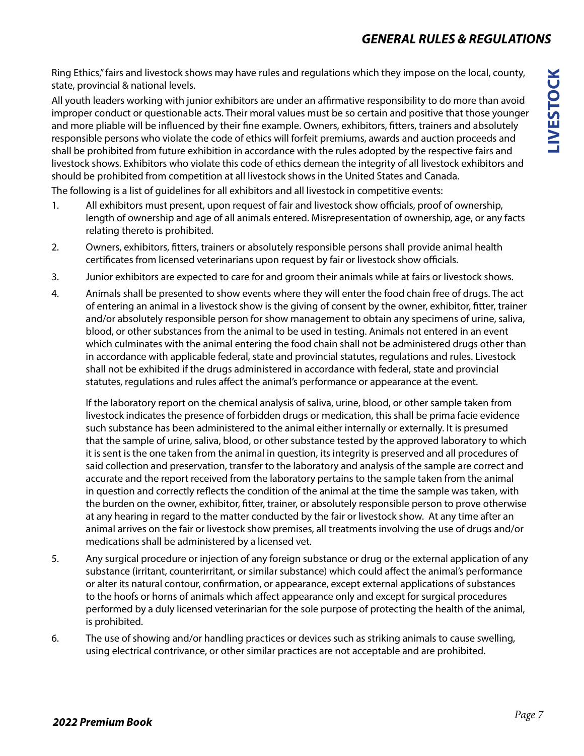Ring Ethics," fairs and livestock shows may have rules and regulations which they impose on the local, county, state, provincial & national levels.

All youth leaders working with junior exhibitors are under an affirmative responsibility to do more than avoid improper conduct or questionable acts. Their moral values must be so certain and positive that those younger and more pliable will be influenced by their fine example. Owners, exhibitors, fitters, trainers and absolutely responsible persons who violate the code of ethics will forfeit premiums, awards and auction proceeds and shall be prohibited from future exhibition in accordance with the rules adopted by the respective fairs and livestock shows. Exhibitors who violate this code of ethics demean the integrity of all livestock exhibitors and should be prohibited from competition at all livestock shows in the United States and Canada.

The following is a list of guidelines for all exhibitors and all livestock in competitive events:

1. All exhibitors must present, upon request of fair and livestock show officials, proof of ownership, length of ownership and age of all animals entered. Misrepresentation of ownership, age, or any facts relating thereto is prohibited.

2. Owners, exhibitors, fitters, trainers or absolutely responsible persons shall provide animal health certificates from licensed veterinarians upon request by fair or livestock show officials.

3. Junior exhibitors are expected to care for and groom their animals while at fairs or livestock shows.

4. Animals shall be presented to show events where they will enter the food chain free of drugs. The act of entering an animal in a livestock show is the giving of consent by the owner, exhibitor, fitter, trainer and/or absolutely responsible person for show management to obtain any specimens of urine, saliva, blood, or other substances from the animal to be used in testing. Animals not entered in an event which culminates with the animal entering the food chain shall not be administered drugs other than in accordance with applicable federal, state and provincial statutes, regulations and rules. Livestock shall not be exhibited if the drugs administered in accordance with federal, state and provincial statutes, regulations and rules affect the animal's performance or appearance at the event.

   If the laboratory report on the chemical analysis of saliva, urine, blood, or other sample taken from livestock indicates the presence of forbidden drugs or medication, this shall be prima facie evidence such substance has been administered to the animal either internally or externally. It is presumed that the sample of urine, saliva, blood, or other substance tested by the approved laboratory to which it is sent is the one taken from the animal in question, its integrity is preserved and all procedures of said collection and preservation, transfer to the laboratory and analysis of the sample are correct and accurate and the report received from the laboratory pertains to the sample taken from the animal in question and correctly reflects the condition of the animal at the time the sample was taken, with the burden on the owner, exhibitor, fitter, trainer, or absolutely responsible person to prove otherwise at any hearing in regard to the matter conducted by the fair or livestock show. At any time after an animal arrives on the fair or livestock show premises, all treatments involving the use of drugs and/or medications shall be administered by a licensed vet.

5. Any surgical procedure or injection of any foreign substance or drug or the external application of any substance (irritant, counterirritant, or similar substance) which could affect the animal's performance or alter its natural contour, confirmation, or appearance, except external applications of substances to the hoofs or horns of animals which affect appearance only and except for surgical procedures performed by a duly licensed veterinarian for the sole purpose of protecting the health of the animal, is prohibited.

6. The use of showing and/or handling practices or devices such as striking animals to cause swelling, using electrical contrivance, or other similar practices are not acceptable and are prohibited.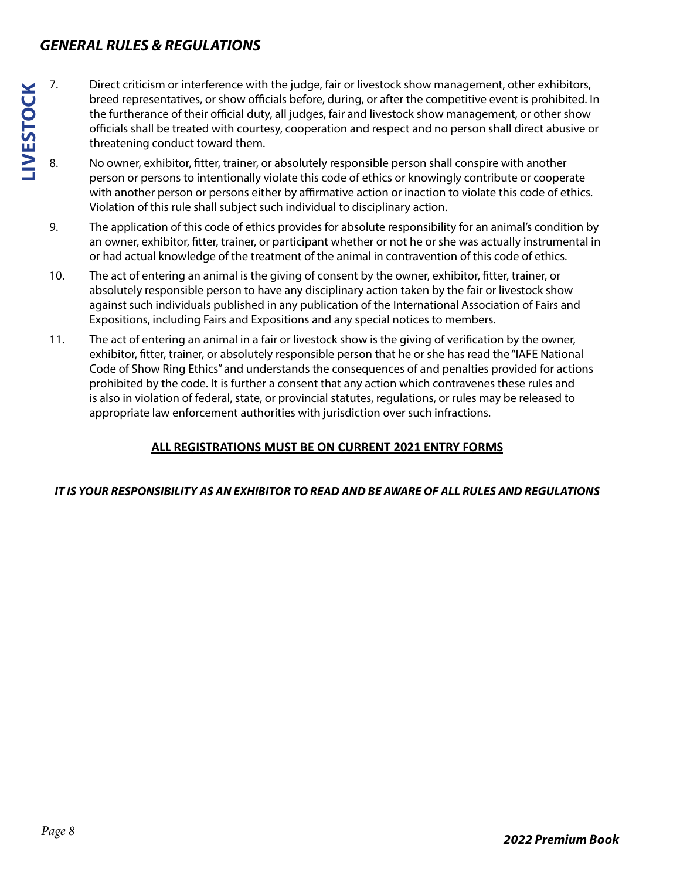## *GENERAL RULES & REGULATIONS*

7. Direct criticism or interference with the judge, fair or livestock show management, other exhibitors, breed representatives, or show officials before, during, or after the competitive event is prohibited. In the furtherance of their official duty, all judges, fair and livestock show management, or other show officials shall be treated with courtesy, cooperation and respect and no person shall direct abusive or threatening conduct toward them.

8. No owner, exhibitor, fitter, trainer, or absolutely responsible person shall conspire with another person or persons to intentionally violate this code of ethics or knowingly contribute or cooperate with another person or persons either by affirmative action or inaction to violate this code of ethics. Violation of this rule shall subject such individual to disciplinary action.

9. The application of this code of ethics provides for absolute responsibility for an animal's condition by an owner, exhibitor, fitter, trainer, or participant whether or not he or she was actually instrumental in or had actual knowledge of the treatment of the animal in contravention of this code of ethics.

10. The act of entering an animal is the giving of consent by the owner, exhibitor, fitter, trainer, or absolutely responsible person to have any disciplinary action taken by the fair or livestock show against such individuals published in any publication of the International Association of Fairs and Expositions, including Fairs and Expositions and any special notices to members.

11. The act of entering an animal in a fair or livestock show is the giving of verification by the owner, exhibitor, fitter, trainer, or absolutely responsible person that he or she has read the "IAFE National Code of Show Ring Ethics" and understands the consequences of and penalties provided for actions prohibited by the code. It is further a consent that any action which contravenes these rules and is also in violation of federal, state, or provincial statutes, regulations, or rules may be released to appropriate law enforcement authorities with jurisdiction over such infractions.

**ALL REGISTRATIONS MUST BE ON CURRENT 2021 ENTRY FORMS**

***IT IS YOUR RESPONSIBILITY AS AN EXHIBITOR TO READ AND BE AWARE OF ALL RULES AND REGULATIONS***